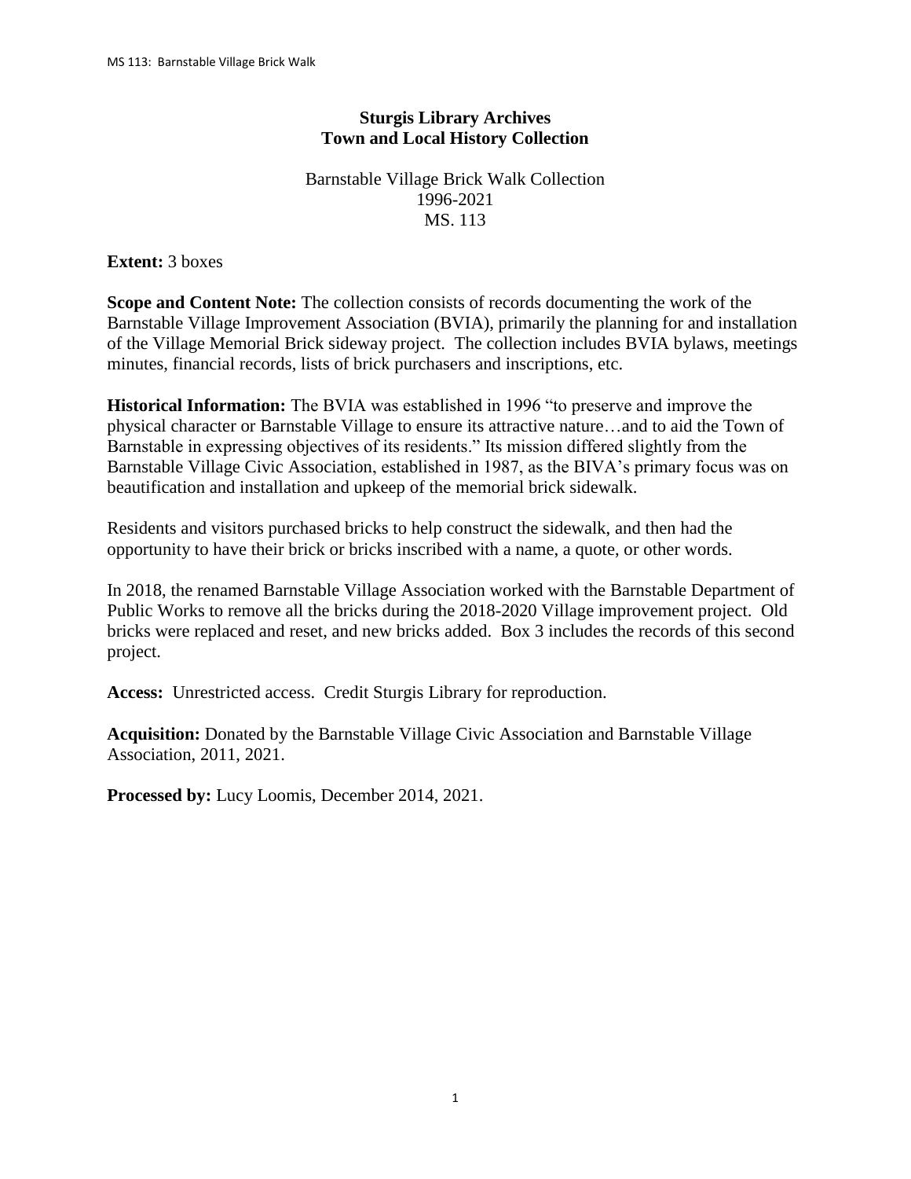**Sturgis Library Archives**
**Town and Local History Collection**

Barnstable Village Brick Walk Collection
1996-2021
MS. 113

**Extent:** 3 boxes

**Scope and Content Note:** The collection consists of records documenting the work of the Barnstable Village Improvement Association (BVIA), primarily the planning for and installation of the Village Memorial Brick sideway project. The collection includes BVIA bylaws, meetings minutes, financial records, lists of brick purchasers and inscriptions, etc.

**Historical Information:** The BVIA was established in 1996 "to preserve and improve the physical character or Barnstable Village to ensure its attractive nature…and to aid the Town of Barnstable in expressing objectives of its residents." Its mission differed slightly from the Barnstable Village Civic Association, established in 1987, as the BIVA's primary focus was on beautification and installation and upkeep of the memorial brick sidewalk.

Residents and visitors purchased bricks to help construct the sidewalk, and then had the opportunity to have their brick or bricks inscribed with a name, a quote, or other words.

In 2018, the renamed Barnstable Village Association worked with the Barnstable Department of Public Works to remove all the bricks during the 2018-2020 Village improvement project. Old bricks were replaced and reset, and new bricks added. Box 3 includes the records of this second project.

**Access:** Unrestricted access. Credit Sturgis Library for reproduction.

**Acquisition:** Donated by the Barnstable Village Civic Association and Barnstable Village Association, 2011, 2021.

**Processed by:** Lucy Loomis, December 2014, 2021.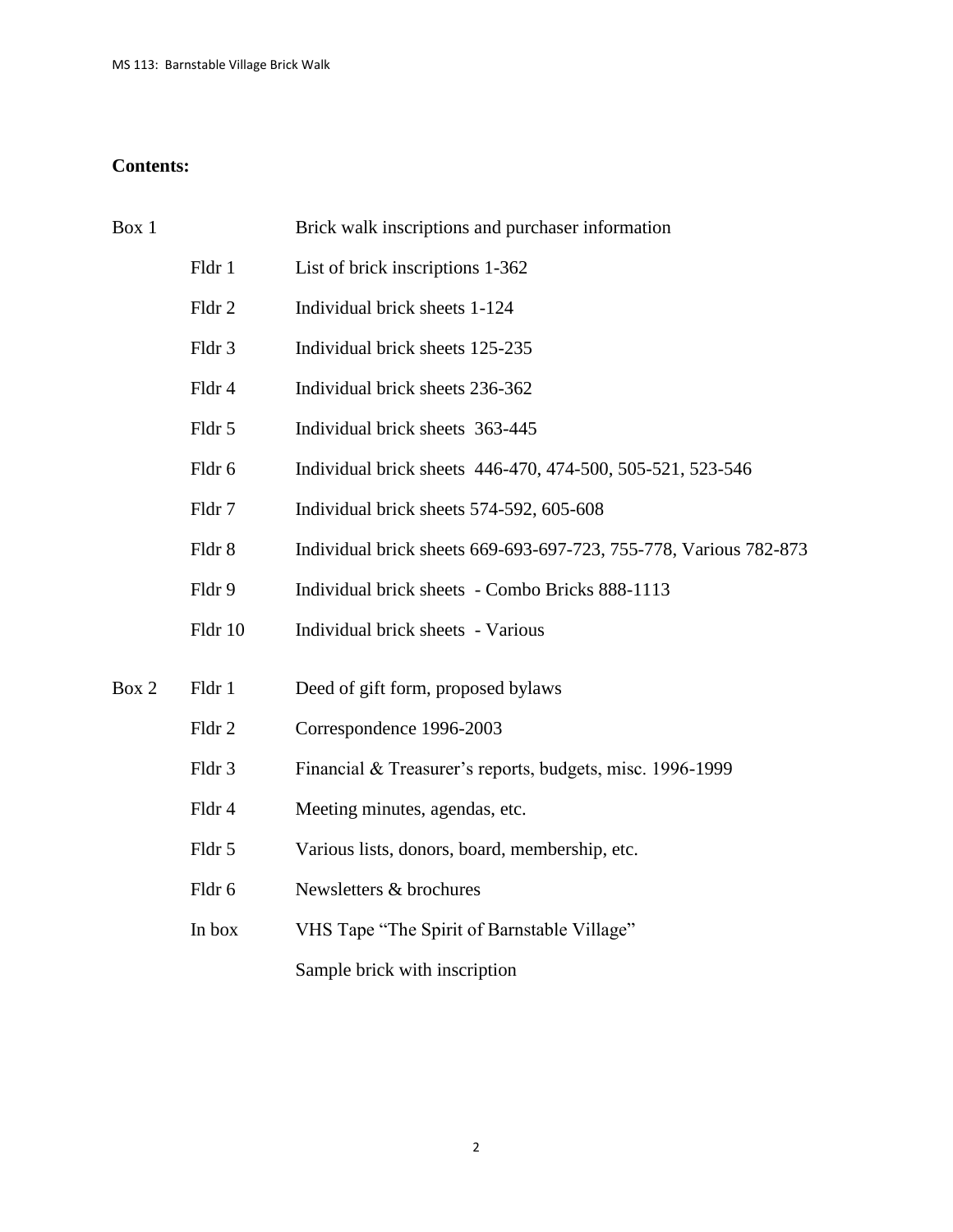**Contents:**

| | | |
|---|---|---|
| Box 1 | | Brick walk inscriptions and purchaser information |
| | Fldr 1 | List of brick inscriptions 1-362 |
| | Fldr 2 | Individual brick sheets 1-124 |
| | Fldr 3 | Individual brick sheets 125-235 |
| | Fldr 4 | Individual brick sheets 236-362 |
| | Fldr 5 | Individual brick sheets 363-445 |
| | Fldr 6 | Individual brick sheets 446-470, 474-500, 505-521, 523-546 |
| | Fldr 7 | Individual brick sheets 574-592, 605-608 |
| | Fldr 8 | Individual brick sheets 669-693-697-723, 755-778, Various 782-873 |
| | Fldr 9 | Individual brick sheets - Combo Bricks 888-1113 |
| | Fldr 10 | Individual brick sheets - Various |
| Box 2 | Fldr 1 | Deed of gift form, proposed bylaws |
| | Fldr 2 | Correspondence 1996-2003 |
| | Fldr 3 | Financial & Treasurer's reports, budgets, misc. 1996-1999 |
| | Fldr 4 | Meeting minutes, agendas, etc. |
| | Fldr 5 | Various lists, donors, board, membership, etc. |
| | Fldr 6 | Newsletters & brochures |
| | In box | VHS Tape "The Spirit of Barnstable Village" |
| | | Sample brick with inscription |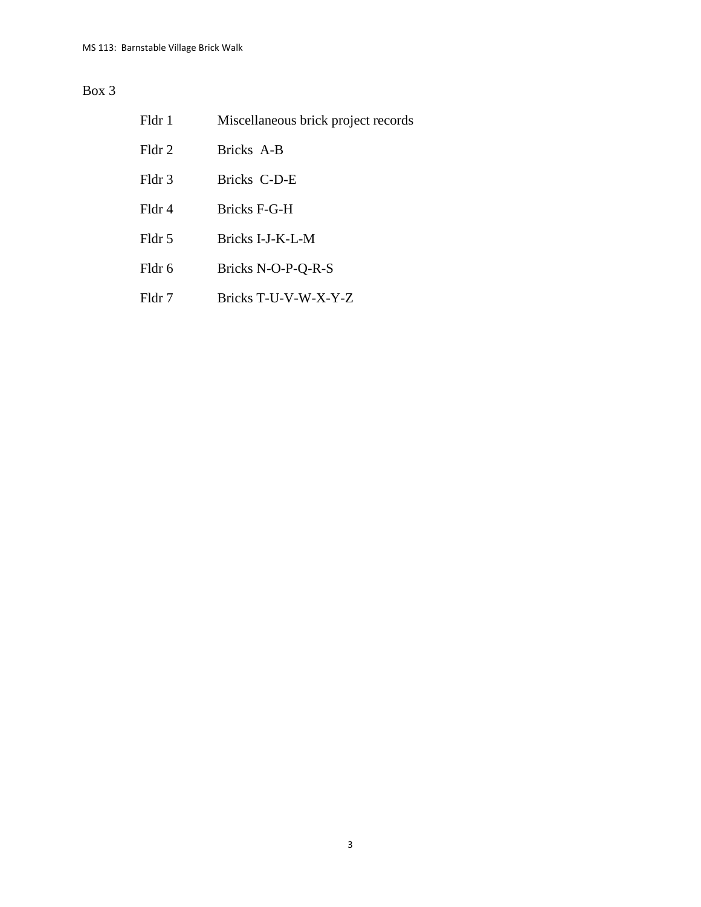Box 3

| | |
|---|---|
| Fldr 1 | Miscellaneous brick project records |
| Fldr 2 | Bricks A-B |
| Fldr 3 | Bricks C-D-E |
| Fldr 4 | Bricks F-G-H |
| Fldr 5 | Bricks I-J-K-L-M |
| Fldr 6 | Bricks N-O-P-Q-R-S |
| Fldr 7 | Bricks T-U-V-W-X-Y-Z |